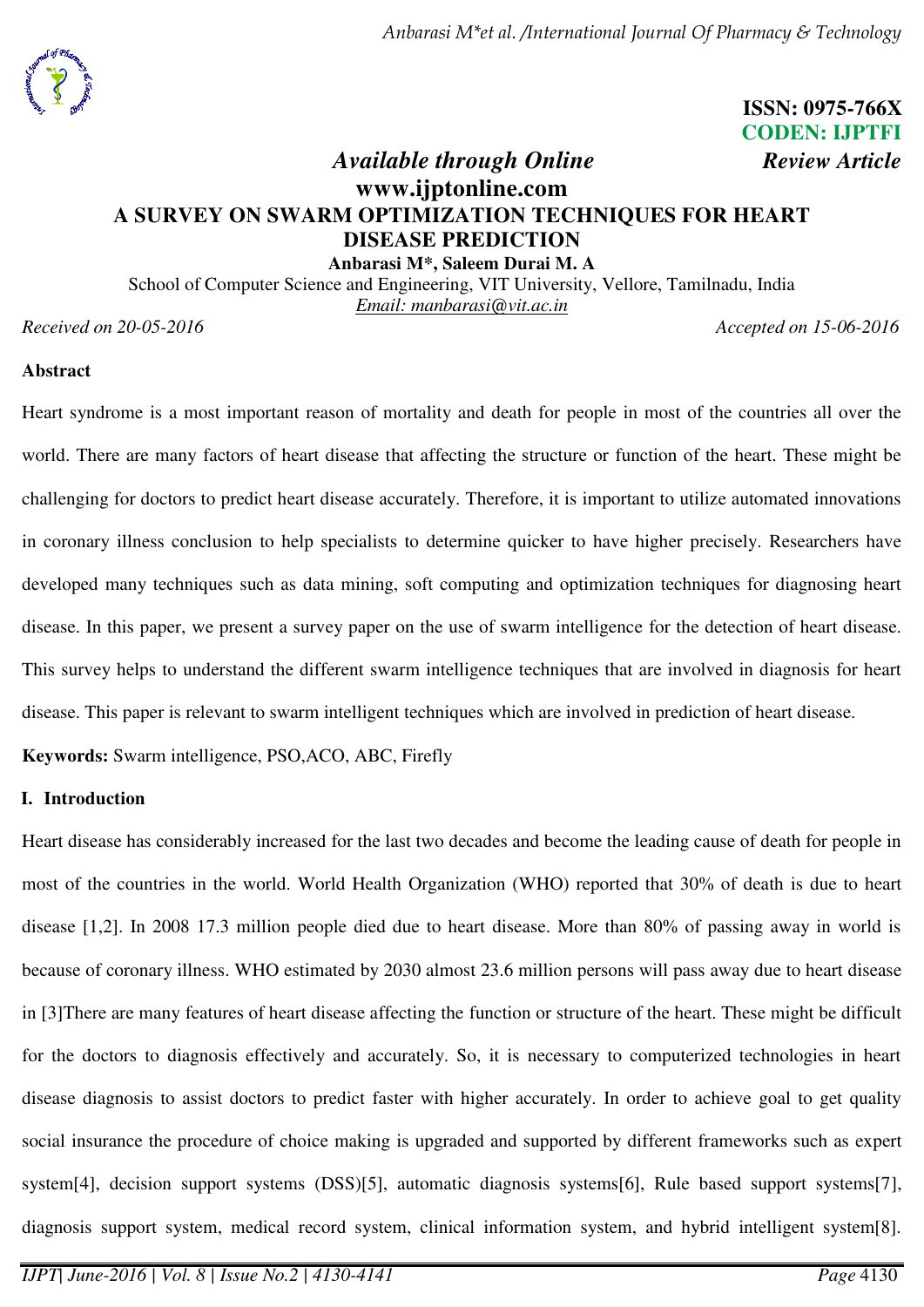**ISSN: 0975-766X**
**CODEN: IJPTFI**

*Available through Online* *Review Article*

**www.ijptonline.com**

# A SURVEY ON SWARM OPTIMIZATION TECHNIQUES FOR HEART DISEASE PREDICTION

**Anbarasi M*, Saleem Durai M. A**

School of Computer Science and Engineering, VIT University, Vellore, Tamilnadu, India

Email: manbarasi@vit.ac.in

*Received on 20-05-2016* *Accepted on 15-06-2016*

## Abstract

Heart syndrome is a most important reason of mortality and death for people in most of the countries all over the world. There are many factors of heart disease that affecting the structure or function of the heart. These might be challenging for doctors to predict heart disease accurately. Therefore, it is important to utilize automated innovations in coronary illness conclusion to help specialists to determine quicker to have higher precisely. Researchers have developed many techniques such as data mining, soft computing and optimization techniques for diagnosing heart disease. In this paper, we present a survey paper on the use of swarm intelligence for the detection of heart disease. This survey helps to understand the different swarm intelligence techniques that are involved in diagnosis for heart disease. This paper is relevant to swarm intelligent techniques which are involved in prediction of heart disease.

**Keywords:** Swarm intelligence, PSO,ACO, ABC, Firefly

## I. Introduction

Heart disease has considerably increased for the last two decades and become the leading cause of death for people in most of the countries in the world. World Health Organization (WHO) reported that 30% of death is due to heart disease [1,2]. In 2008 17.3 million people died due to heart disease. More than 80% of passing away in world is because of coronary illness. WHO estimated by 2030 almost 23.6 million persons will pass away due to heart disease in [3]There are many features of heart disease affecting the function or structure of the heart. These might be difficult for the doctors to diagnosis effectively and accurately. So, it is necessary to computerized technologies in heart disease diagnosis to assist doctors to predict faster with higher accurately. In order to achieve goal to get quality social insurance the procedure of choice making is upgraded and supported by different frameworks such as expert system[4], decision support systems (DSS)[5], automatic diagnosis systems[6], Rule based support systems[7], diagnosis support system, medical record system, clinical information system, and hybrid intelligent system[8].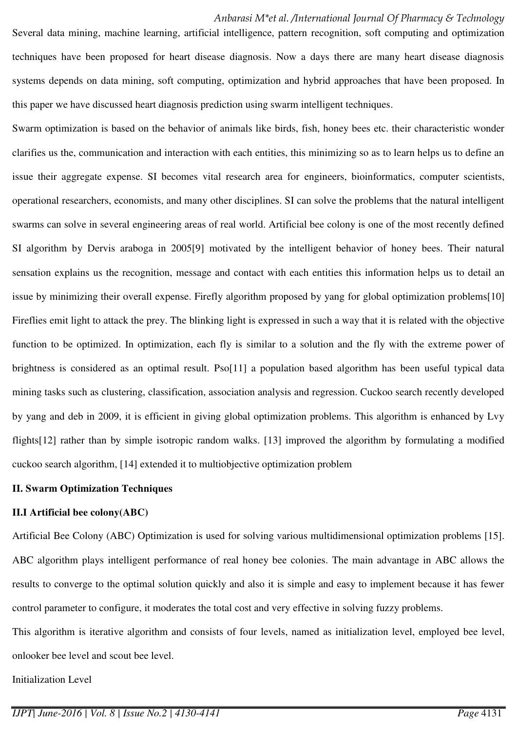Several data mining, machine learning, artificial intelligence, pattern recognition, soft computing and optimization techniques have been proposed for heart disease diagnosis. Now a days there are many heart disease diagnosis systems depends on data mining, soft computing, optimization and hybrid approaches that have been proposed. In this paper we have discussed heart diagnosis prediction using swarm intelligent techniques.

Swarm optimization is based on the behavior of animals like birds, fish, honey bees etc. their characteristic wonder clarifies us the, communication and interaction with each entities, this minimizing so as to learn helps us to define an issue their aggregate expense. SI becomes vital research area for engineers, bioinformatics, computer scientists, operational researchers, economists, and many other disciplines. SI can solve the problems that the natural intelligent swarms can solve in several engineering areas of real world. Artificial bee colony is one of the most recently defined SI algorithm by Dervis araboga in 2005[9] motivated by the intelligent behavior of honey bees. Their natural sensation explains us the recognition, message and contact with each entities this information helps us to detail an issue by minimizing their overall expense. Firefly algorithm proposed by yang for global optimization problems[10] Fireflies emit light to attack the prey. The blinking light is expressed in such a way that it is related with the objective function to be optimized. In optimization, each fly is similar to a solution and the fly with the extreme power of brightness is considered as an optimal result. Pso[11] a population based algorithm has been useful typical data mining tasks such as clustering, classification, association analysis and regression. Cuckoo search recently developed by yang and deb in 2009, it is efficient in giving global optimization problems. This algorithm is enhanced by Lvy flights[12] rather than by simple isotropic random walks. [13] improved the algorithm by formulating a modified cuckoo search algorithm, [14] extended it to multiobjective optimization problem

## II. Swarm Optimization Techniques

### II.I Artificial bee colony(ABC)

Artificial Bee Colony (ABC) Optimization is used for solving various multidimensional optimization problems [15]. ABC algorithm plays intelligent performance of real honey bee colonies. The main advantage in ABC allows the results to converge to the optimal solution quickly and also it is simple and easy to implement because it has fewer control parameter to configure, it moderates the total cost and very effective in solving fuzzy problems.

This algorithm is iterative algorithm and consists of four levels, named as initialization level, employed bee level, onlooker bee level and scout bee level.

Initialization Level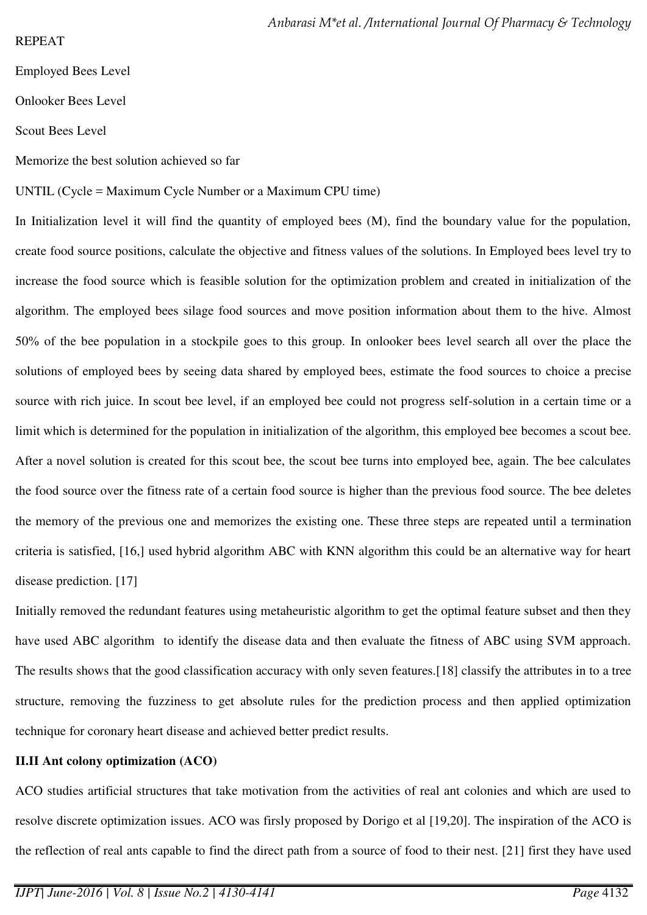REPEAT

Employed Bees Level

Onlooker Bees Level

Scout Bees Level

Memorize the best solution achieved so far

UNTIL (Cycle = Maximum Cycle Number or a Maximum CPU time)

In Initialization level it will find the quantity of employed bees (M), find the boundary value for the population, create food source positions, calculate the objective and fitness values of the solutions. In Employed bees level try to increase the food source which is feasible solution for the optimization problem and created in initialization of the algorithm. The employed bees silage food sources and move position information about them to the hive. Almost 50% of the bee population in a stockpile goes to this group. In onlooker bees level search all over the place the solutions of employed bees by seeing data shared by employed bees, estimate the food sources to choice a precise source with rich juice. In scout bee level, if an employed bee could not progress self-solution in a certain time or a limit which is determined for the population in initialization of the algorithm, this employed bee becomes a scout bee. After a novel solution is created for this scout bee, the scout bee turns into employed bee, again. The bee calculates the food source over the fitness rate of a certain food source is higher than the previous food source. The bee deletes the memory of the previous one and memorizes the existing one. These three steps are repeated until a termination criteria is satisfied, [16,] used hybrid algorithm ABC with KNN algorithm this could be an alternative way for heart disease prediction. [17]

Initially removed the redundant features using metaheuristic algorithm to get the optimal feature subset and then they have used ABC algorithm to identify the disease data and then evaluate the fitness of ABC using SVM approach. The results shows that the good classification accuracy with only seven features.[18] classify the attributes in to a tree structure, removing the fuzziness to get absolute rules for the prediction process and then applied optimization technique for coronary heart disease and achieved better predict results.

**II.II Ant colony optimization (ACO)**

ACO studies artificial structures that take motivation from the activities of real ant colonies and which are used to resolve discrete optimization issues. ACO was firsly proposed by Dorigo et al [19,20]. The inspiration of the ACO is the reflection of real ants capable to find the direct path from a source of food to their nest. [21] first they have used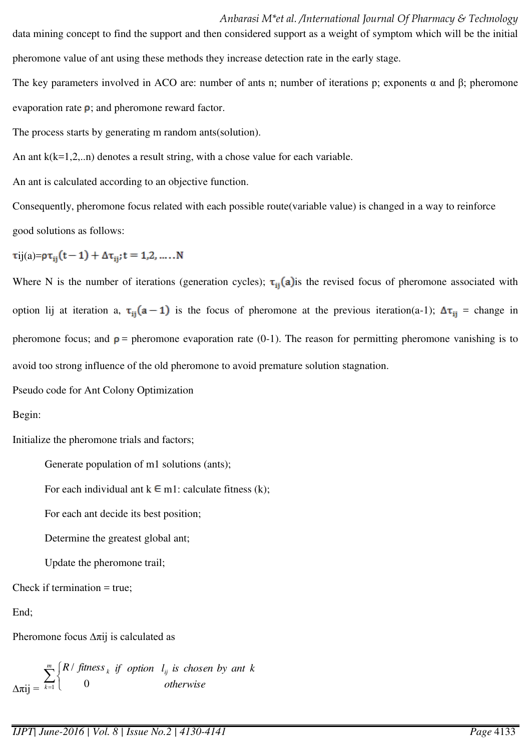data mining concept to find the support and then considered support as a weight of symptom which will be the initial pheromone value of ant using these methods they increase detection rate in the early stage.

The key parameters involved in ACO are: number of ants n; number of iterations p; exponents α and β; pheromone evaporation rate ρ; and pheromone reward factor.

The process starts by generating m random ants(solution).

An ant k(k=1,2,..n) denotes a result string, with a chose value for each variable.

An ant is calculated according to an objective function.

Consequently, pheromone focus related with each possible route(variable value) is changed in a way to reinforce good solutions as follows:

$\tau ij(a) = \rho\tau_{ij}(t-1) + \Delta\tau_{ij}; t = 1,2,\ldots..N$

Where N is the number of iterations (generation cycles); $\tau_{ij}(a)$ is the revised focus of pheromone associated with option lij at iteration a, $\tau_{ij}(a-1)$ is the focus of pheromone at the previous iteration(a-1); $\Delta\tau_{ij}$ = change in pheromone focus; and ρ = pheromone evaporation rate (0-1). The reason for permitting pheromone vanishing is to avoid too strong influence of the old pheromone to avoid premature solution stagnation.

Pseudo code for Ant Colony Optimization

```
Begin:
Initialize the pheromone trials and factors;
        Generate population of m1 solutions (ants);
        For each individual ant k ∈ m1: calculate fitness (k);
        For each ant decide its best position;
        Determine the greatest global ant;
        Update the pheromone trail;
Check if termination = true;
End;
```

Pheromone focus Δπij is calculated as

$$\Delta\pi ij = \sum_{k=1}^{m} \begin{cases} R / fitness_k & if \ option \ \ l_{ij} \ is \ chosen \ by \ ant \ k \\ 0 & otherwise \end{cases}$$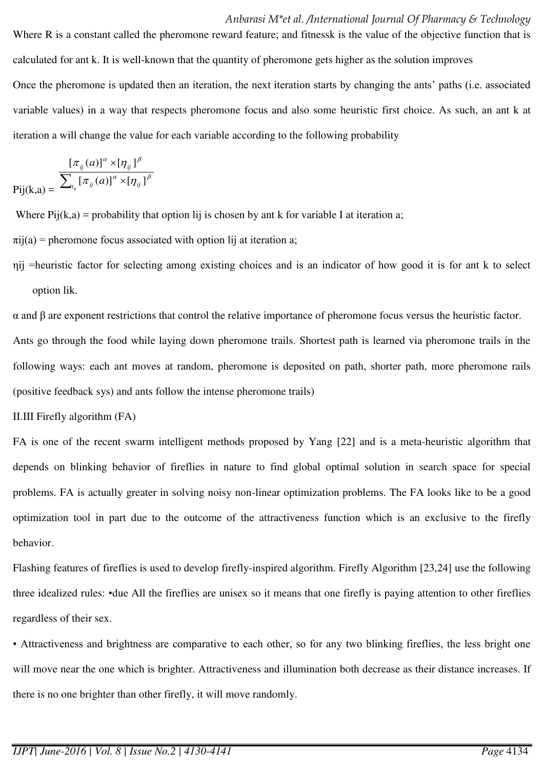Where R is a constant called the pheromone reward feature; and $fitness_k$ is the value of the objective function that is calculated for ant k. It is well-known that the quantity of pheromone gets higher as the solution improves

Once the pheromone is updated then an iteration, the next iteration starts by changing the ants' paths (i.e. associated variable values) in a way that respects pheromone focus and also some heuristic first choice. As such, an ant k at iteration a will change the value for each variable according to the following probability

$$P_{ij}(k,a) = \frac{[\pi_{ij}(a)]^{\alpha} \times [\eta_{ij}]^{\beta}}{\sum_{l_{ij}} [\pi_{ij}(a)]^{\alpha} \times [\eta_{ij}]^{\beta}}$$

Where $P_{ij}(k,a)$ = probability that option $l_{ij}$ is chosen by ant k for variable I at iteration a;

$\pi_{ij}(a)$ = pheromone focus associated with option $l_{ij}$ at iteration a;

$\eta_{ij}$ =heuristic factor for selecting among existing choices and is an indicator of how good it is for ant k to select option $l_{ik}$.

$\alpha$ and $\beta$ are exponent restrictions that control the relative importance of pheromone focus versus the heuristic factor.

Ants go through the food while laying down pheromone trails. Shortest path is learned via pheromone trails in the following ways: each ant moves at random, pheromone is deposited on path, shorter path, more pheromone rails (positive feedback sys) and ants follow the intense pheromone trails)

## II.III Firefly algorithm (FA)

FA is one of the recent swarm intelligent methods proposed by Yang [22] and is a meta-heuristic algorithm that depends on blinking behavior of fireflies in nature to find global optimal solution in search space for special problems. FA is actually greater in solving noisy non-linear optimization problems. The FA looks like to be a good optimization tool in part due to the outcome of the attractiveness function which is an exclusive to the firefly behavior.

Flashing features of fireflies is used to develop firefly-inspired algorithm. Firefly Algorithm [23,24] use the following three idealized rules: •due All the fireflies are unisex so it means that one firefly is paying attention to other fireflies regardless of their sex.

• Attractiveness and brightness are comparative to each other, so for any two blinking fireflies, the less bright one will move near the one which is brighter. Attractiveness and illumination both decrease as their distance increases. If there is no one brighter than other firefly, it will move randomly.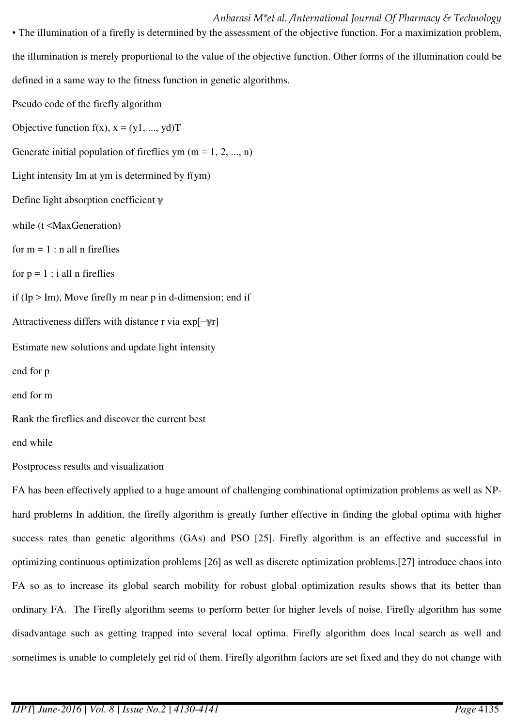• The illumination of a firefly is determined by the assessment of the objective function. For a maximization problem, the illumination is merely proportional to the value of the objective function. Other forms of the illumination could be defined in a same way to the fitness function in genetic algorithms.

Pseudo code of the firefly algorithm

Objective function f(x), x = (y1, ..., yd)T

Generate initial population of fireflies ym (m = 1, 2, ..., n)

Light intensity Im at ym is determined by f(ym)

Define light absorption coefficient $\gamma$

while (t <MaxGeneration)

for m = 1 : n all n fireflies

for p = 1 : i all n fireflies

if (Ip > Im), Move firefly m near p in d-dimension; end if

Attractiveness differs with distance r via exp[$-\gamma$r]

Estimate new solutions and update light intensity

end for p

end for m

Rank the fireflies and discover the current best

end while

Postprocess results and visualization

FA has been effectively applied to a huge amount of challenging combinational optimization problems as well as NP-hard problems In addition, the firefly algorithm is greatly further effective in finding the global optima with higher success rates than genetic algorithms (GAs) and PSO [25]. Firefly algorithm is an effective and successful in optimizing continuous optimization problems [26] as well as discrete optimization problems.[27] introduce chaos into FA so as to increase its global search mobility for robust global optimization results shows that its better than ordinary FA. The Firefly algorithm seems to perform better for higher levels of noise. Firefly algorithm has some disadvantage such as getting trapped into several local optima. Firefly algorithm does local search as well and sometimes is unable to completely get rid of them. Firefly algorithm factors are set fixed and they do not change with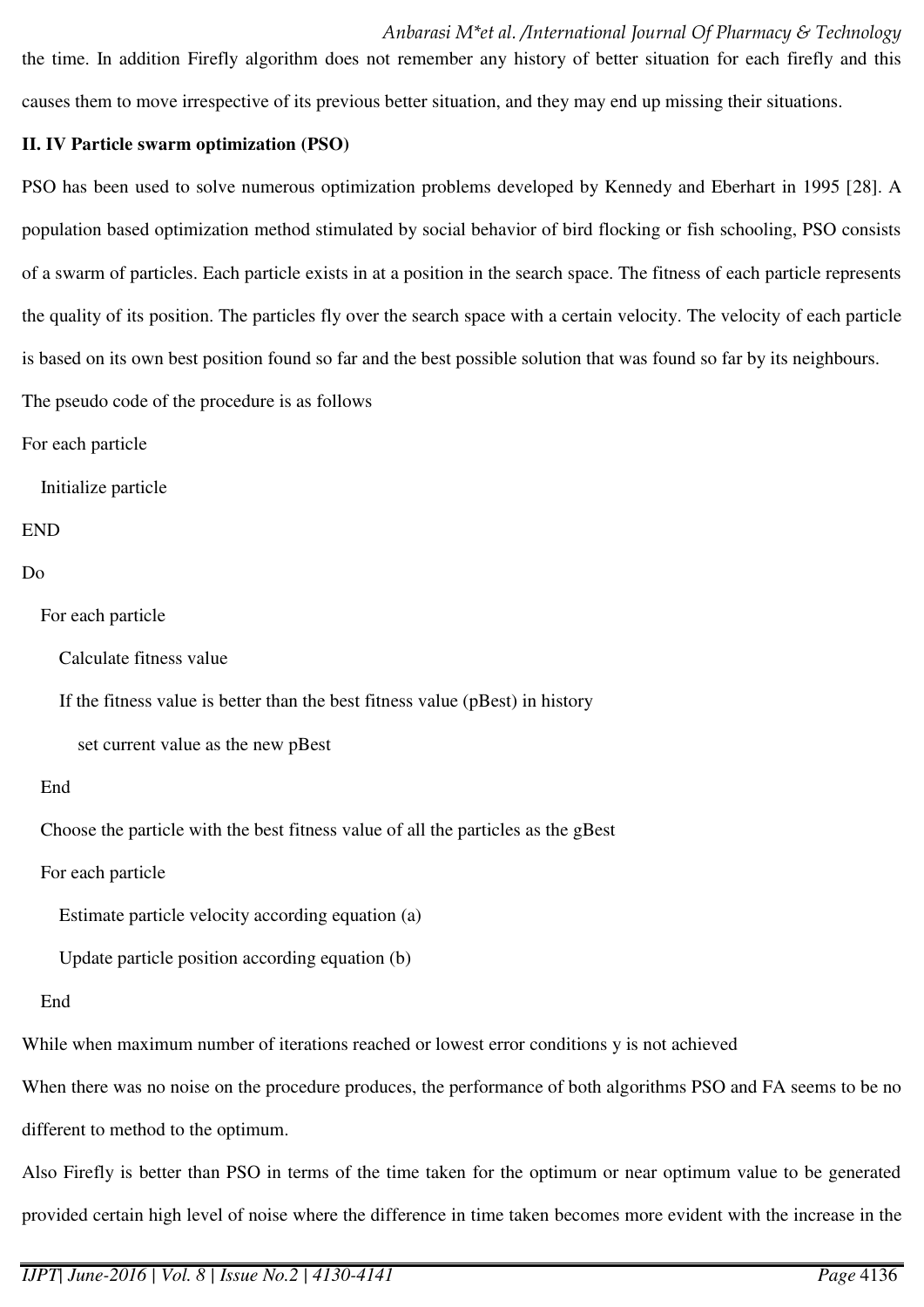the time. In addition Firefly algorithm does not remember any history of better situation for each firefly and this causes them to move irrespective of its previous better situation, and they may end up missing their situations.

**II. IV Particle swarm optimization (PSO)**

PSO has been used to solve numerous optimization problems developed by Kennedy and Eberhart in 1995 [28]. A population based optimization method stimulated by social behavior of bird flocking or fish schooling, PSO consists of a swarm of particles. Each particle exists in at a position in the search space. The fitness of each particle represents the quality of its position. The particles fly over the search space with a certain velocity. The velocity of each particle is based on its own best position found so far and the best possible solution that was found so far by its neighbours.

The pseudo code of the procedure is as follows

```
For each particle
   Initialize particle
END
Do
   For each particle
      Calculate fitness value
      If the fitness value is better than the best fitness value (pBest) in history
         set current value as the new pBest
   End
   Choose the particle with the best fitness value of all the particles as the gBest
   For each particle
      Estimate particle velocity according equation (a)
      Update particle position according equation (b)
   End
While when maximum number of iterations reached or lowest error conditions y is not achieved
```

When there was no noise on the procedure produces, the performance of both algorithms PSO and FA seems to be no different to method to the optimum.

Also Firefly is better than PSO in terms of the time taken for the optimum or near optimum value to be generated provided certain high level of noise where the difference in time taken becomes more evident with the increase in the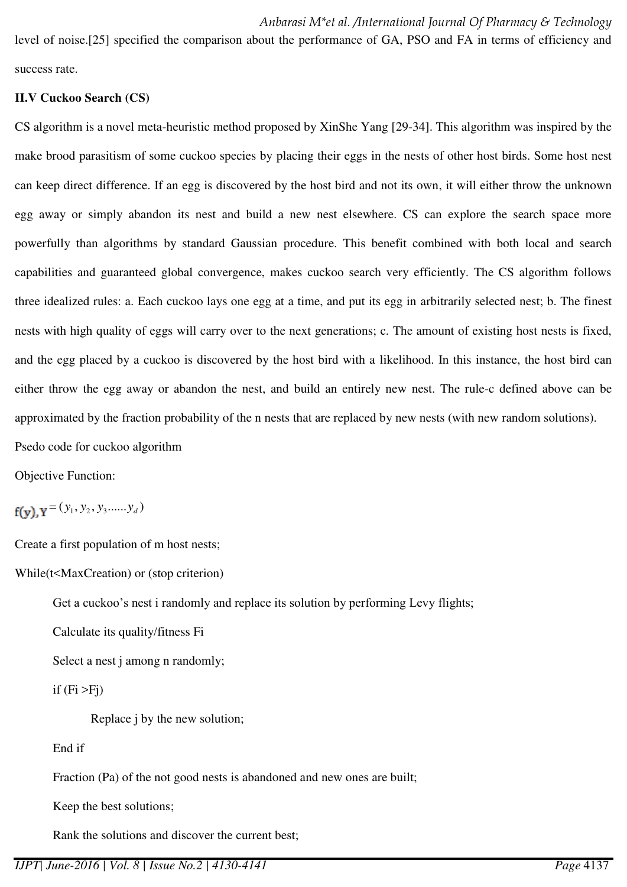level of noise.[25] specified the comparison about the performance of GA, PSO and FA in terms of efficiency and success rate.

**II.V Cuckoo Search (CS)**

CS algorithm is a novel meta-heuristic method proposed by XinShe Yang [29-34]. This algorithm was inspired by the make brood parasitism of some cuckoo species by placing their eggs in the nests of other host birds. Some host nest can keep direct difference. If an egg is discovered by the host bird and not its own, it will either throw the unknown egg away or simply abandon its nest and build a new nest elsewhere. CS can explore the search space more powerfully than algorithms by standard Gaussian procedure. This benefit combined with both local and search capabilities and guaranteed global convergence, makes cuckoo search very efficiently. The CS algorithm follows three idealized rules: a. Each cuckoo lays one egg at a time, and put its egg in arbitrarily selected nest; b. The finest nests with high quality of eggs will carry over to the next generations; c. The amount of existing host nests is fixed, and the egg placed by a cuckoo is discovered by the host bird with a likelihood. In this instance, the host bird can either throw the egg away or abandon the nest, and build an entirely new nest. The rule-c defined above can be approximated by the fraction probability of the n nests that are replaced by new nests (with new random solutions).

Psedo code for cuckoo algorithm

Objective Function:

$f(y), Y = (y_1, y_2, y_3......y_d)$

Create a first population of m host nests;

While(t<MaxCreation) or (stop criterion)

Get a cuckoo's nest i randomly and replace its solution by performing Levy flights;

Calculate its quality/fitness Fi

Select a nest j among n randomly;

if (Fi >Fj)

Replace j by the new solution;

End if

Fraction (Pa) of the not good nests is abandoned and new ones are built;

Keep the best solutions;

Rank the solutions and discover the current best;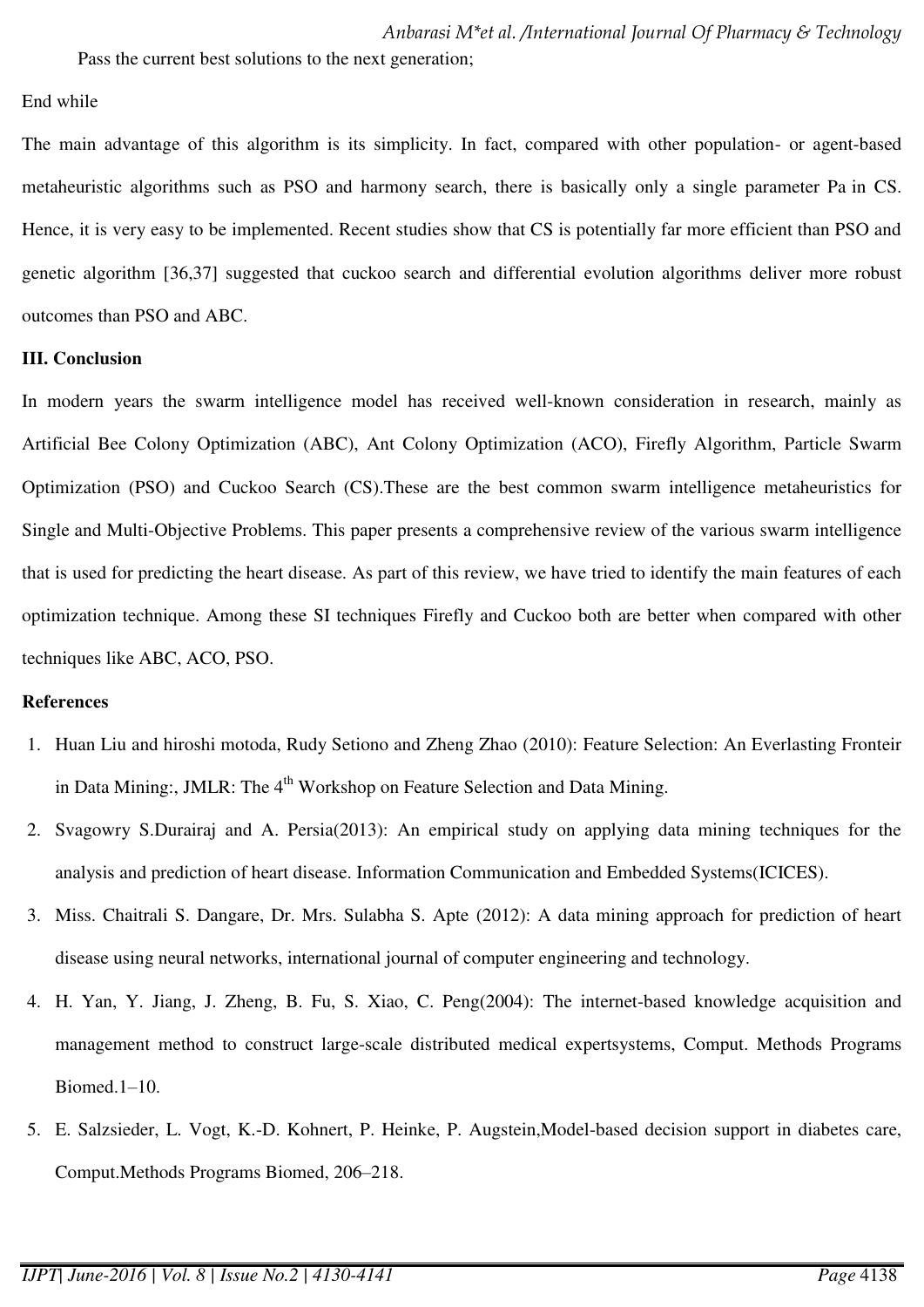Pass the current best solutions to the next generation;

End while

The main advantage of this algorithm is its simplicity. In fact, compared with other population- or agent-based metaheuristic algorithms such as PSO and harmony search, there is basically only a single parameter Pa in CS. Hence, it is very easy to be implemented. Recent studies show that CS is potentially far more efficient than PSO and genetic algorithm [36,37] suggested that cuckoo search and differential evolution algorithms deliver more robust outcomes than PSO and ABC.

**III. Conclusion**

In modern years the swarm intelligence model has received well-known consideration in research, mainly as Artificial Bee Colony Optimization (ABC), Ant Colony Optimization (ACO), Firefly Algorithm, Particle Swarm Optimization (PSO) and Cuckoo Search (CS).These are the best common swarm intelligence metaheuristics for Single and Multi-Objective Problems. This paper presents a comprehensive review of the various swarm intelligence that is used for predicting the heart disease. As part of this review, we have tried to identify the main features of each optimization technique. Among these SI techniques Firefly and Cuckoo both are better when compared with other techniques like ABC, ACO, PSO.

**References**

1. Huan Liu and hiroshi motoda, Rudy Setiono and Zheng Zhao (2010): Feature Selection: An Everlasting Fronteir in Data Mining:, JMLR: The 4th Workshop on Feature Selection and Data Mining.
2. Svagowry S.Durairaj and A. Persia(2013): An empirical study on applying data mining techniques for the analysis and prediction of heart disease. Information Communication and Embedded Systems(ICICES).
3. Miss. Chaitrali S. Dangare, Dr. Mrs. Sulabha S. Apte (2012): A data mining approach for prediction of heart disease using neural networks, international journal of computer engineering and technology.
4. H. Yan, Y. Jiang, J. Zheng, B. Fu, S. Xiao, C. Peng(2004): The internet-based knowledge acquisition and management method to construct large-scale distributed medical expertsystems, Comput. Methods Programs Biomed.1–10.
5. E. Salzsieder, L. Vogt, K.-D. Kohnert, P. Heinke, P. Augstein,Model-based decision support in diabetes care, Comput.Methods Programs Biomed, 206–218.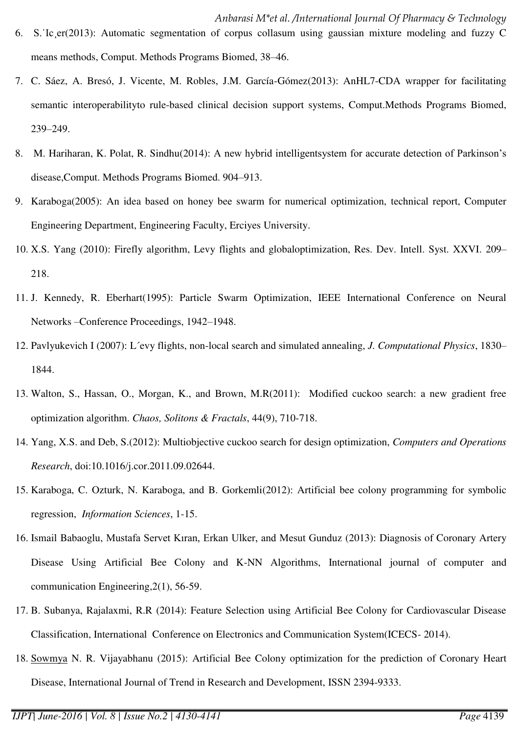6. S.˙Ic¸er(2013): Automatic segmentation of corpus collasum using gaussian mixture modeling and fuzzy C means methods, Comput. Methods Programs Biomed, 38–46.
7. C. Sáez, A. Bresó, J. Vicente, M. Robles, J.M. García-Gómez(2013): AnHL7-CDA wrapper for facilitating semantic interoperabilityto rule-based clinical decision support systems, Comput.Methods Programs Biomed, 239–249.
8. M. Hariharan, K. Polat, R. Sindhu(2014): A new hybrid intelligentsystem for accurate detection of Parkinson's disease,Comput. Methods Programs Biomed. 904–913.
9. Karaboga(2005): An idea based on honey bee swarm for numerical optimization, technical report, Computer Engineering Department, Engineering Faculty, Erciyes University.
10. X.S. Yang (2010): Firefly algorithm, Levy flights and globaloptimization, Res. Dev. Intell. Syst. XXVI. 209–218.
11. J. Kennedy, R. Eberhart(1995): Particle Swarm Optimization, IEEE International Conference on Neural Networks –Conference Proceedings, 1942–1948.
12. Pavlyukevich I (2007): L´evy flights, non-local search and simulated annealing, *J. Computational Physics*, 1830–1844.
13. Walton, S., Hassan, O., Morgan, K., and Brown, M.R(2011): Modified cuckoo search: a new gradient free optimization algorithm. *Chaos, Solitons & Fractals*, 44(9), 710-718.
14. Yang, X.S. and Deb, S.(2012): Multiobjective cuckoo search for design optimization, *Computers and Operations Research*, doi:10.1016/j.cor.2011.09.02644.
15. Karaboga, C. Ozturk, N. Karaboga, and B. Gorkemli(2012): Artificial bee colony programming for symbolic regression, *Information Sciences*, 1-15.
16. Ismail Babaoglu, Mustafa Servet Kıran, Erkan Ulker, and Mesut Gunduz (2013): Diagnosis of Coronary Artery Disease Using Artificial Bee Colony and K-NN Algorithms, International journal of computer and communication Engineering,2(1), 56-59.
17. B. Subanya, Rajalaxmi, R.R (2014): Feature Selection using Artificial Bee Colony for Cardiovascular Disease Classification, International Conference on Electronics and Communication System(ICECS- 2014).
18. Sowmya N. R. Vijayabhanu (2015): Artificial Bee Colony optimization for the prediction of Coronary Heart Disease, International Journal of Trend in Research and Development, ISSN 2394-9333.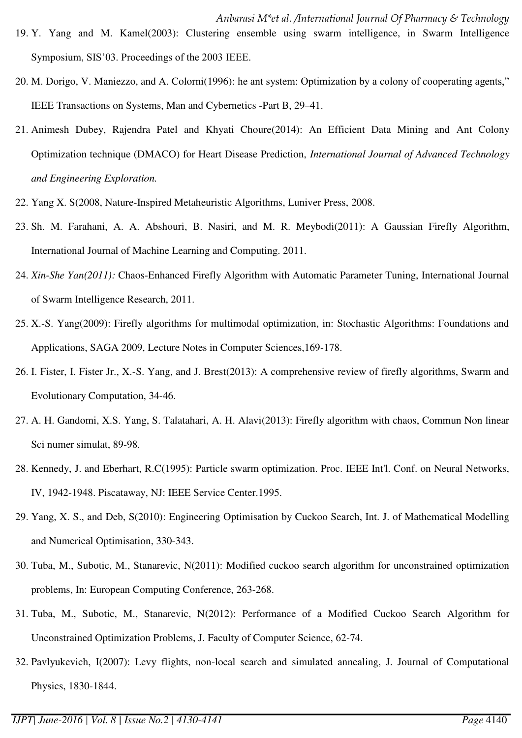19. Y. Yang and M. Kamel(2003): Clustering ensemble using swarm intelligence, in Swarm Intelligence Symposium, SIS'03. Proceedings of the 2003 IEEE.
20. M. Dorigo, V. Maniezzo, and A. Colorni(1996): he ant system: Optimization by a colony of cooperating agents," IEEE Transactions on Systems, Man and Cybernetics -Part B, 29–41.
21. Animesh Dubey, Rajendra Patel and Khyati Choure(2014): An Efficient Data Mining and Ant Colony Optimization technique (DMACO) for Heart Disease Prediction, *International Journal of Advanced Technology and Engineering Exploration.*
22. Yang X. S(2008, Nature-Inspired Metaheuristic Algorithms, Luniver Press, 2008.
23. Sh. M. Farahani, A. A. Abshouri, B. Nasiri, and M. R. Meybodi(2011): A Gaussian Firefly Algorithm, International Journal of Machine Learning and Computing. 2011.
24. *Xin-She Yan(2011):* Chaos-Enhanced Firefly Algorithm with Automatic Parameter Tuning, International Journal of Swarm Intelligence Research, 2011.
25. X.-S. Yang(2009): Firefly algorithms for multimodal optimization, in: Stochastic Algorithms: Foundations and Applications, SAGA 2009, Lecture Notes in Computer Sciences,169-178.
26. I. Fister, I. Fister Jr., X.-S. Yang, and J. Brest(2013): A comprehensive review of firefly algorithms, Swarm and Evolutionary Computation, 34-46.
27. A. H. Gandomi, X.S. Yang, S. Talatahari, A. H. Alavi(2013): Firefly algorithm with chaos, Commun Non linear Sci numer simulat, 89-98.
28. Kennedy, J. and Eberhart, R.C(1995): Particle swarm optimization. Proc. IEEE Int'l. Conf. on Neural Networks, IV, 1942-1948. Piscataway, NJ: IEEE Service Center.1995.
29. Yang, X. S., and Deb, S(2010): Engineering Optimisation by Cuckoo Search, Int. J. of Mathematical Modelling and Numerical Optimisation, 330-343.
30. Tuba, M., Subotic, M., Stanarevic, N(2011): Modified cuckoo search algorithm for unconstrained optimization problems, In: European Computing Conference, 263-268.
31. Tuba, M., Subotic, M., Stanarevic, N(2012): Performance of a Modified Cuckoo Search Algorithm for Unconstrained Optimization Problems, J. Faculty of Computer Science, 62-74.
32. Pavlyukevich, I(2007): Levy flights, non-local search and simulated annealing, J. Journal of Computational Physics, 1830-1844.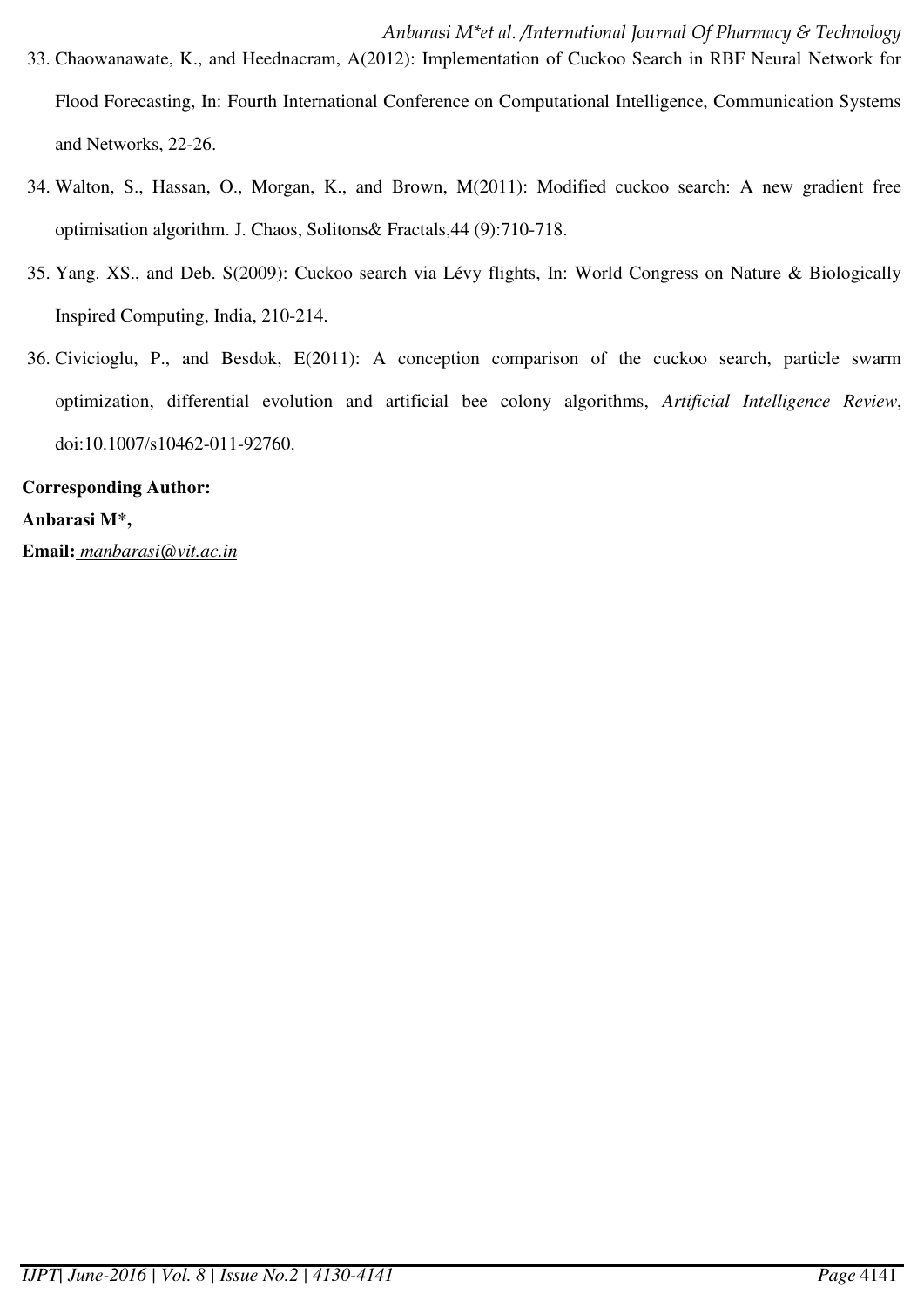33. Chaowanawate, K., and Heednacram, A(2012): Implementation of Cuckoo Search in RBF Neural Network for Flood Forecasting, In: Fourth International Conference on Computational Intelligence, Communication Systems and Networks, 22-26.
34. Walton, S., Hassan, O., Morgan, K., and Brown, M(2011): Modified cuckoo search: A new gradient free optimisation algorithm. J. Chaos, Solitons& Fractals,44 (9):710-718.
35. Yang. XS., and Deb. S(2009): Cuckoo search via Lévy flights, In: World Congress on Nature & Biologically Inspired Computing, India, 210-214.
36. Civicioglu, P., and Besdok, E(2011): A conception comparison of the cuckoo search, particle swarm optimization, differential evolution and artificial bee colony algorithms, *Artificial Intelligence Review*, doi:10.1007/s10462-011-92760.

**Corresponding Author:**

**Anbarasi M*,**

**Email:** manbarasi@vit.ac.in